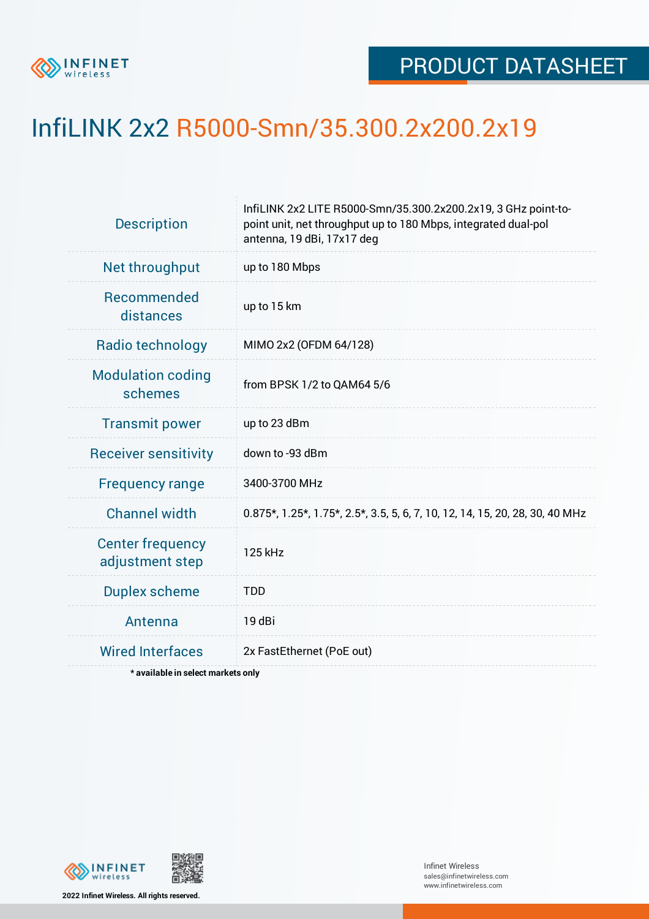PRODUCT DATASHEET

# InfiLINK 2x2 R5000-Smn/35.300.2x200.2x19

| | |
|---|---|
| Description | InfiLINK 2x2 LITE R5000-Smn/35.300.2x200.2x19, 3 GHz point-to-point unit, net throughput up to 180 Mbps, integrated dual-pol antenna, 19 dBi, 17x17 deg |
| Net throughput | up to 180 Mbps |
| Recommended distances | up to 15 km |
| Radio technology | MIMO 2x2 (OFDM 64/128) |
| Modulation coding schemes | from BPSK 1/2 to QAM64 5/6 |
| Transmit power | up to 23 dBm |
| Receiver sensitivity | down to -93 dBm |
| Frequency range | 3400-3700 MHz |
| Channel width | 0.875*, 1.25*, 1.75*, 2.5*, 3.5, 5, 6, 7, 10, 12, 14, 15, 20, 28, 30, 40 MHz |
| Center frequency adjustment step | 125 kHz |
| Duplex scheme | TDD |
| Antenna | 19 dBi |
| Wired Interfaces | 2x FastEthernet (PoE out) |

**\* available in select markets only**

2022 Infinet Wireless. All rights reserved.

Infinet Wireless
sales@infinetwireless.com
www.infinetwireless.com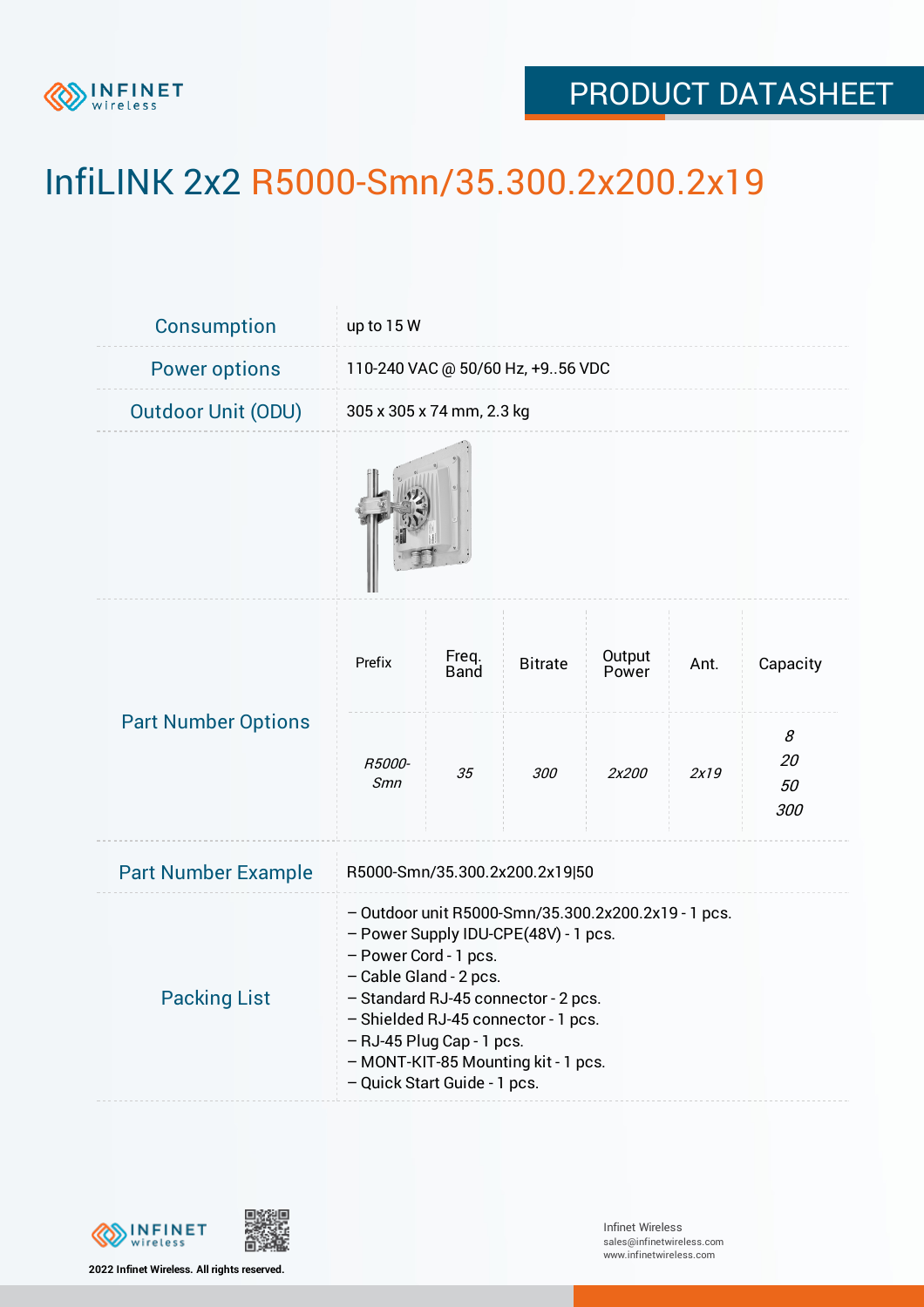# InfiLINK 2x2 R5000-Smn/35.300.2x200.2x19

| | |
|---|---|
| Consumption | up to 15 W |
| Power options | 110-240 VAC @ 50/60 Hz, +9..56 VDC |
| Outdoor Unit (ODU) | 305 x 305 x 74 mm, 2.3 kg |

**Part Number Options**

| Prefix | Freq. Band | Bitrate | Output Power | Ant. | Capacity |
|---|---|---|---|---|---|
| *R5000-Smn* | *35* | *300* | *2x200* | *2x19* | *8*<br>*20*<br>*50*<br>*300* |

**Part Number Example**

R5000-Smn/35.300.2x200.2x19|50

**Packing List**

- Outdoor unit R5000-Smn/35.300.2x200.2x19 - 1 pcs.
- Power Supply IDU-CPE(48V) - 1 pcs.
- Power Cord - 1 pcs.
- Cable Gland - 2 pcs.
- Standard RJ-45 connector - 2 pcs.
- Shielded RJ-45 connector - 1 pcs.
- RJ-45 Plug Cap - 1 pcs.
- MONT-KIT-85 Mounting kit - 1 pcs.
- Quick Start Guide - 1 pcs.

2022 Infinet Wireless. All rights reserved.

Infinet Wireless
sales@infinetwireless.com
www.infinetwireless.com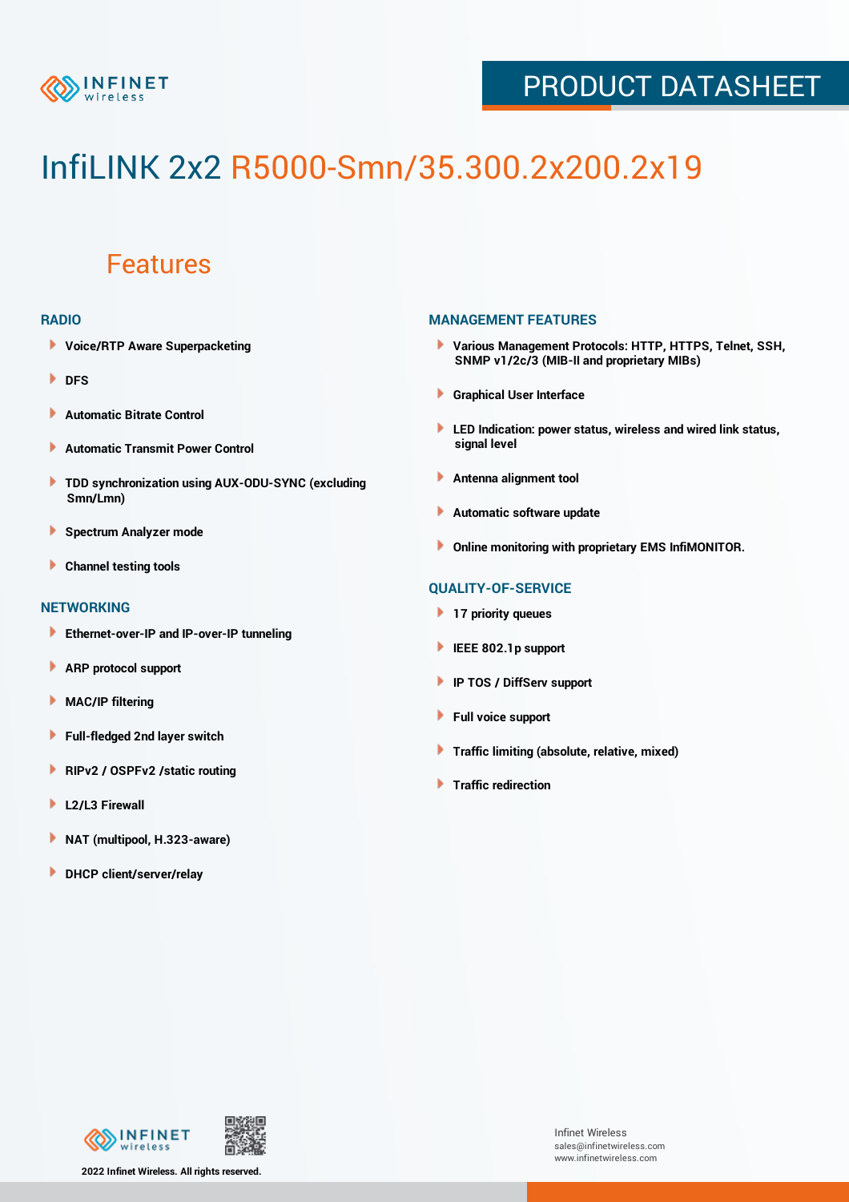# InfiLINK 2x2 R5000-Smn/35.300.2x200.2x19

## Features

### RADIO

- Voice/RTP Aware Superpacketing
- DFS
- Automatic Bitrate Control
- Automatic Transmit Power Control
- TDD synchronization using AUX-ODU-SYNC (excluding Smn/Lmn)
- Spectrum Analyzer mode
- Channel testing tools

### NETWORKING

- Ethernet-over-IP and IP-over-IP tunneling
- ARP protocol support
- MAC/IP filtering
- Full-fledged 2nd layer switch
- RIPv2 / OSPFv2 /static routing
- L2/L3 Firewall
- NAT (multipool, H.323-aware)
- DHCP client/server/relay

### MANAGEMENT FEATURES

- Various Management Protocols: HTTP, HTTPS, Telnet, SSH, SNMP v1/2c/3 (MIB-II and proprietary MIBs)
- Graphical User Interface
- LED Indication: power status, wireless and wired link status, signal level
- Antenna alignment tool
- Automatic software update
- Online monitoring with proprietary EMS InfiMONITOR.

### QUALITY-OF-SERVICE

- 17 priority queues
- IEEE 802.1p support
- IP TOS / DiffServ support
- Full voice support
- Traffic limiting (absolute, relative, mixed)
- Traffic redirection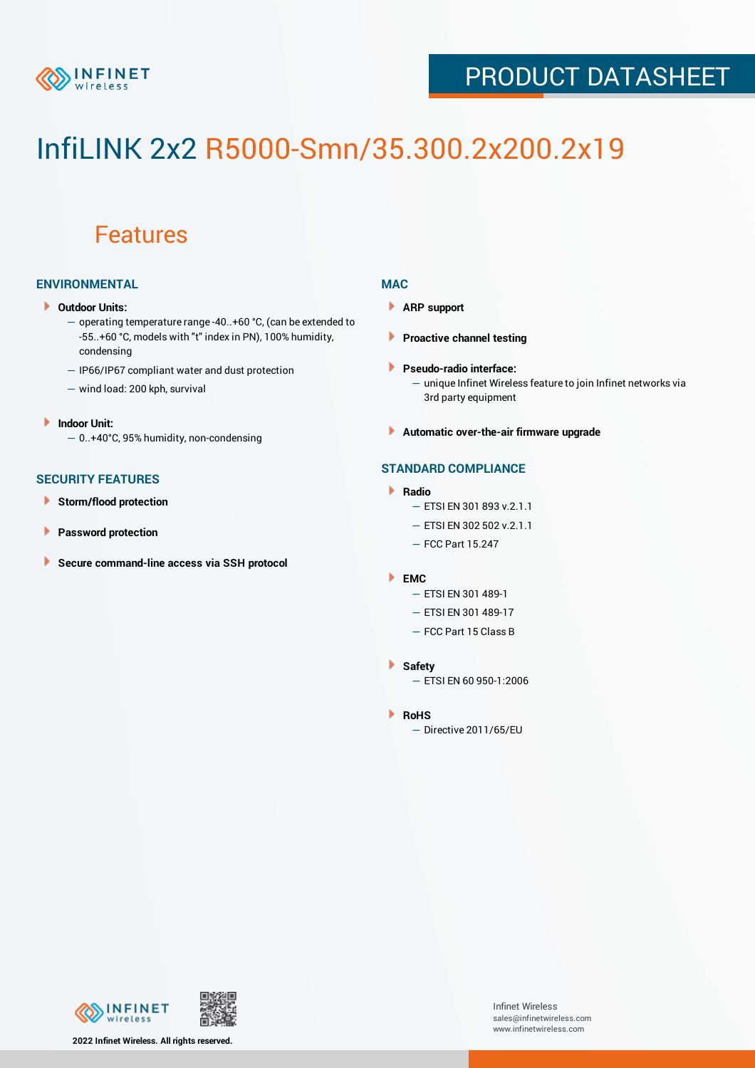# InfiLINK 2x2 R5000-Smn/35.300.2x200.2x19

## Features

### ENVIRONMENTAL

- **Outdoor Units:**
  - operating temperature range -40..+60 °C, (can be extended to -55..+60 °C, models with "t" index in PN), 100% humidity, condensing
  - IP66/IP67 compliant water and dust protection
  - wind load: 200 kph, survival
- **Indoor Unit:**
  - 0..+40°C, 95% humidity, non-condensing

### SECURITY FEATURES

- **Storm/flood protection**
- **Password protection**
- **Secure command-line access via SSH protocol**

### MAC

- **ARP support**
- **Proactive channel testing**
- **Pseudo-radio interface:**
  - unique Infinet Wireless feature to join Infinet networks via 3rd party equipment
- **Automatic over-the-air firmware upgrade**

### STANDARD COMPLIANCE

- **Radio**
  - ETSI EN 301 893 v.2.1.1
  - ETSI EN 302 502 v.2.1.1
  - FCC Part 15.247
- **EMC**
  - ETSI EN 301 489-1
  - ETSI EN 301 489-17
  - FCC Part 15 Class B
- **Safety**
  - ETSI EN 60 950-1:2006
- **RoHS**
  - Directive 2011/65/EU

2022 Infinet Wireless. All rights reserved.

Infinet Wireless
sales@infinetwireless.com
www.infinetwireless.com